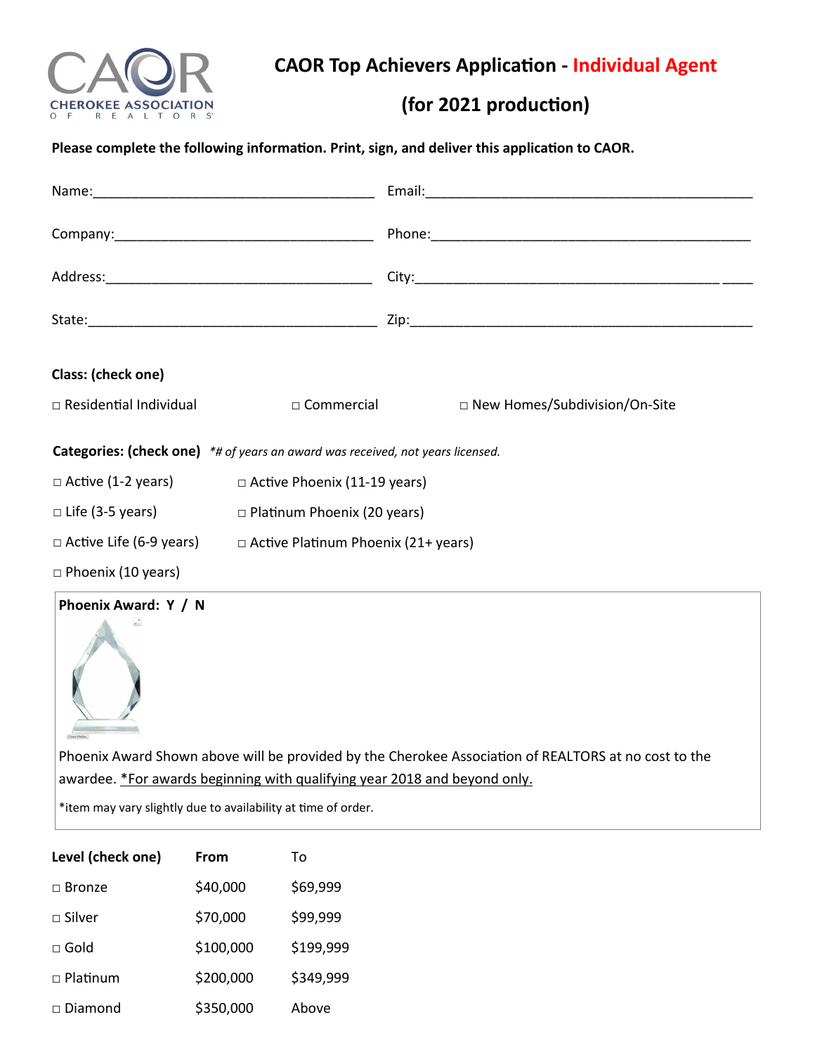# CAOR Top Achievers Application - Individual Agent

## (for 2021 production)

**Please complete the following information. Print, sign, and deliver this application to CAOR.**

Name:______________________________________ Email:____________________________________________

Company:___________________________________ Phone:____________________________________________

Address:___________________________________ City:_________________________________________ ____

State:_____________________________________ Zip:______________________________________________

**Class: (check one)**

□ Residential Individual    □ Commercial    □ New Homes/Subdivision/On-Site

**Categories: (check one)** *\*# of years an award was received, not years licensed.*

□ Active (1-2 years)    □ Active Phoenix (11-19 years)

□ Life (3-5 years)    □ Platinum Phoenix (20 years)

□ Active Life (6-9 years)    □ Active Platinum Phoenix (21+ years)

□ Phoenix (10 years)

**Phoenix Award: Y / N**

Phoenix Award Shown above will be provided by the Cherokee Association of REALTORS at no cost to the awardee. *For awards beginning with qualifying year 2018 and beyond only.

*item may vary slightly due to availability at time of order.

| Level (check one) | From | To |
|---|---|---|
| □ Bronze | $40,000 | $69,999 |
| □ Silver | $70,000 | $99,999 |
| □ Gold | $100,000 | $199,999 |
| □ Platinum | $200,000 | $349,999 |
| □ Diamond | $350,000 | Above |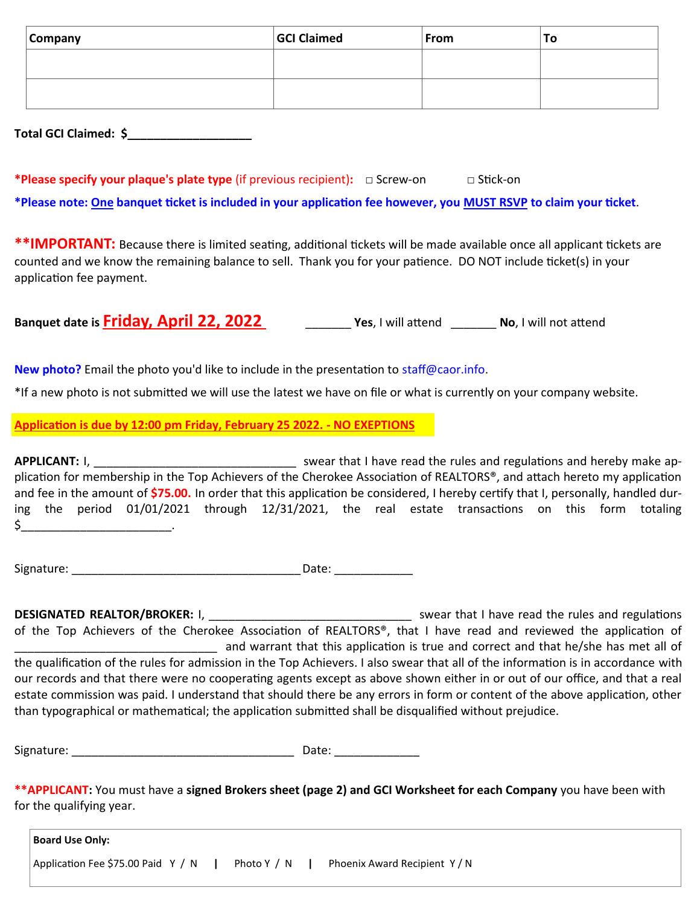| Company | GCI Claimed | From | To |
|---|---|---|---|
| | | | |
| | | | |

**Total GCI Claimed: $__________________**

**\*Please specify your plaque's plate type** (if previous recipient)**:** □ Screw-on □ Stick-on

**\*Please note: One banquet ticket is included in your application fee however, you MUST RSVP to claim your ticket.**

**\*\*IMPORTANT:** Because there is limited seating, additional tickets will be made available once all applicant tickets are counted and we know the remaining balance to sell. Thank you for your patience. DO NOT include ticket(s) in your application fee payment.

**Banquet date is Friday, April 22, 2022** _______ **Yes**, I will attend _______ **No**, I will not attend

**New photo?** Email the photo you'd like to include in the presentation to staff@caor.info.

\*If a new photo is not submitted we will use the latest we have on file or what is currently on your company website.

**Application is due by 12:00 pm Friday, February 25 2022. - NO EXEPTIONS**

**APPLICANT:** I, ________________________________ swear that I have read the rules and regulations and hereby make application for membership in the Top Achievers of the Cherokee Association of REALTORS®, and attach hereto my application and fee in the amount of **$75.00.** In order that this application be considered, I hereby certify that I, personally, handled during the period 01/01/2021 through 12/31/2021, the real estate transactions on this form totaling $_______________________.

Signature: ____________________________________ Date: ____________

**DESIGNATED REALTOR/BROKER:** I, ________________________________ swear that I have read the rules and regulations of the Top Achievers of the Cherokee Association of REALTORS®, that I have read and reviewed the application of ________________________________ and warrant that this application is true and correct and that he/she has met all of the qualification of the rules for admission in the Top Achievers. I also swear that all of the information is in accordance with our records and that there were no cooperating agents except as above shown either in or out of our office, and that a real estate commission was paid. I understand that should there be any errors in form or content of the above application, other than typographical or mathematical; the application submitted shall be disqualified without prejudice.

Signature: ___________________________________ Date: _____________

**\*\*APPLICANT:** You must have a **signed Brokers sheet (page 2) and GCI Worksheet for each Company** you have been with for the qualifying year.

**Board Use Only:**

Application Fee $75.00 Paid Y / N | Photo Y / N | Phoenix Award Recipient Y / N